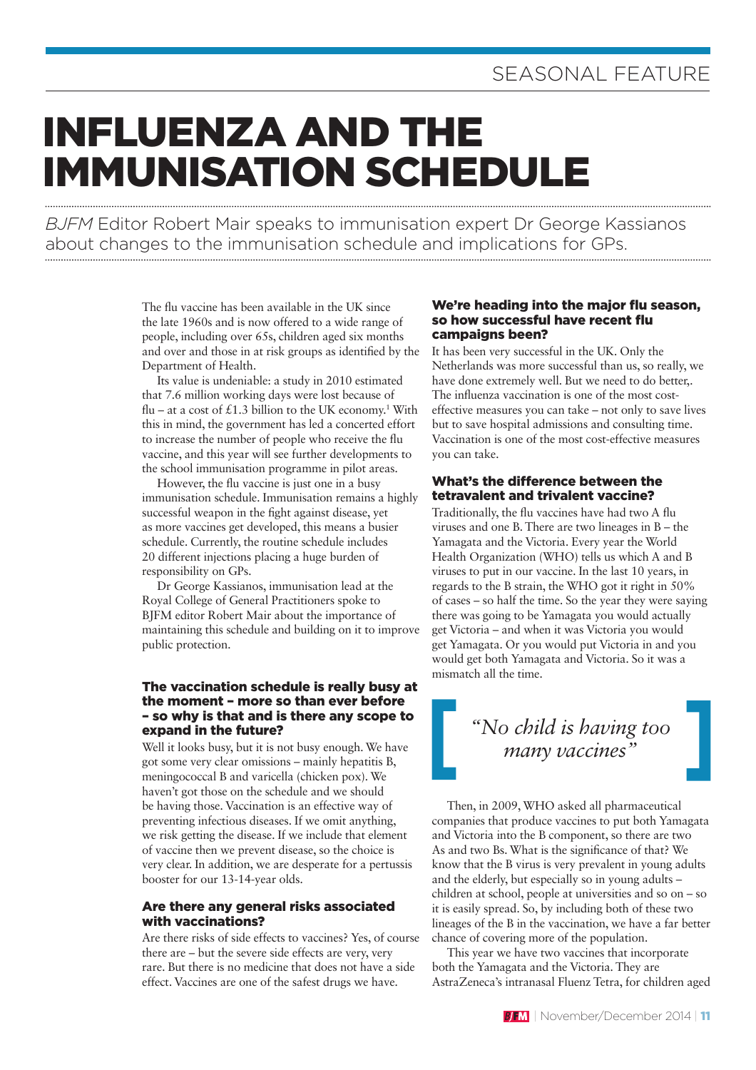SEASONAL FEATURE

# INFLUENZA AND THE IMMUNISATION SCHEDULE

*BJFM* Editor Robert Mair speaks to immunisation expert Dr George Kassianos about changes to the immunisation schedule and implications for GPs.

The flu vaccine has been available in the UK since the late 1960s and is now offered to a wide range of people, including over 65s, children aged six months and over and those in at risk groups as identified by the Department of Health.

Its value is undeniable: a study in 2010 estimated that 7.6 million working days were lost because of flu – at a cost of £1.3 billion to the UK economy.[1] With this in mind, the government has led a concerted effort to increase the number of people who receive the flu vaccine, and this year will see further developments to the school immunisation programme in pilot areas.

However, the flu vaccine is just one in a busy immunisation schedule. Immunisation remains a highly successful weapon in the fight against disease, yet as more vaccines get developed, this means a busier schedule. Currently, the routine schedule includes 20 different injections placing a huge burden of responsibility on GPs.

Dr George Kassianos, immunisation lead at the Royal College of General Practitioners spoke to BJFM editor Robert Mair about the importance of maintaining this schedule and building on it to improve public protection.

### The vaccination schedule is really busy at the moment – more so than ever before – so why is that and is there any scope to expand in the future?

Well it looks busy, but it is not busy enough. We have got some very clear omissions – mainly hepatitis B, meningococcal B and varicella (chicken pox). We haven't got those on the schedule and we should be having those. Vaccination is an effective way of preventing infectious diseases. If we omit anything, we risk getting the disease. If we include that element of vaccine then we prevent disease, so the choice is very clear. In addition, we are desperate for a pertussis booster for our 13-14-year olds.

### Are there any general risks associated with vaccinations?

Are there risks of side effects to vaccines? Yes, of course there are – but the severe side effects are very, very rare. But there is no medicine that does not have a side effect. Vaccines are one of the safest drugs we have.

### We're heading into the major flu season, so how successful have recent flu campaigns been?

It has been very successful in the UK. Only the Netherlands was more successful than us, so really, we have done extremely well. But we need to do better,. The influenza vaccination is one of the most cost-effective measures you can take – not only to save lives but to save hospital admissions and consulting time. Vaccination is one of the most cost-effective measures you can take.

### What's the difference between the tetravalent and trivalent vaccine?

Traditionally, the flu vaccines have had two A flu viruses and one B. There are two lineages in B – the Yamagata and the Victoria. Every year the World Health Organization (WHO) tells us which A and B viruses to put in our vaccine. In the last 10 years, in regards to the B strain, the WHO got it right in 50% of cases – so half the time. So the year they were saying there was going to be Yamagata you would actually get Victoria – and when it was Victoria you would get Yamagata. Or you would put Victoria in and you would get both Yamagata and Victoria. So it was a mismatch all the time.

> *"No child is having too many vaccines"*

Then, in 2009, WHO asked all pharmaceutical companies that produce vaccines to put both Yamagata and Victoria into the B component, so there are two As and two Bs. What is the significance of that? We know that the B virus is very prevalent in young adults and the elderly, but especially so in young adults – children at school, people at universities and so on – so it is easily spread. So, by including both of these two lineages of the B in the vaccination, we have a far better chance of covering more of the population.

This year we have two vaccines that incorporate both the Yamagata and the Victoria. They are AstraZeneca's intranasal Fluenz Tetra, for children aged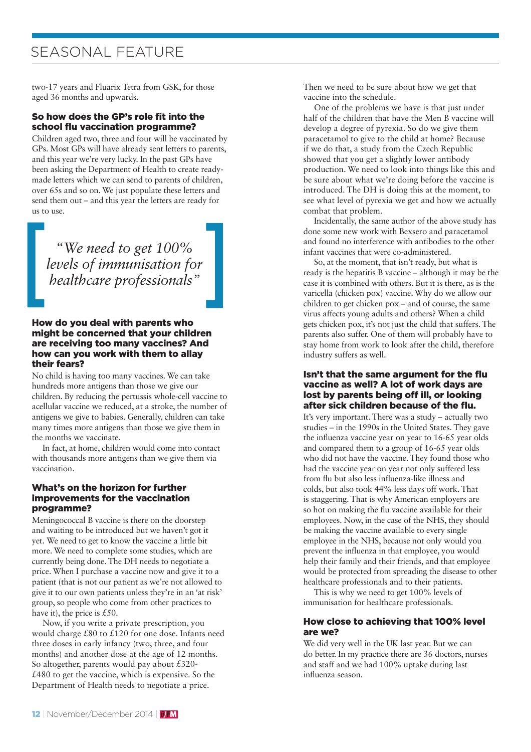two-17 years and Fluarix Tetra from GSK, for those aged 36 months and upwards.

### So how does the GP's role fit into the school flu vaccination programme?

Children aged two, three and four will be vaccinated by GPs. Most GPs will have already sent letters to parents, and this year we're very lucky. In the past GPs have been asking the Department of Health to create ready-made letters which we can send to parents of children, over 65s and so on. We just populate these letters and send them out – and this year the letters are ready for us to use.

> *"We need to get 100% levels of immunisation for healthcare professionals"*

### How do you deal with parents who might be concerned that your children are receiving too many vaccines? And how can you work with them to allay their fears?

No child is having too many vaccines. We can take hundreds more antigens than those we give our children. By reducing the pertussis whole-cell vaccine to acellular vaccine we reduced, at a stroke, the number of antigens we give to babies. Generally, children can take many times more antigens than those we give them in the months we vaccinate.

In fact, at home, children would come into contact with thousands more antigens than we give them via vaccination.

### What's on the horizon for further improvements for the vaccination programme?

Meningococcal B vaccine is there on the doorstep and waiting to be introduced but we haven't got it yet. We need to get to know the vaccine a little bit more. We need to complete some studies, which are currently being done. The DH needs to negotiate a price. When I purchase a vaccine now and give it to a patient (that is not our patient as we're not allowed to give it to our own patients unless they're in an 'at risk' group, so people who come from other practices to have it), the price is £50.

Now, if you write a private prescription, you would charge £80 to £120 for one dose. Infants need three doses in early infancy (two, three, and four months) and another dose at the age of 12 months. So altogether, parents would pay about £320-£480 to get the vaccine, which is expensive. So the Department of Health needs to negotiate a price.

Then we need to be sure about how we get that vaccine into the schedule.

One of the problems we have is that just under half of the children that have the Men B vaccine will develop a degree of pyrexia. So do we give them paracetamol to give to the child at home? Because if we do that, a study from the Czech Republic showed that you get a slightly lower antibody production. We need to look into things like this and be sure about what we're doing before the vaccine is introduced. The DH is doing this at the moment, to see what level of pyrexia we get and how we actually combat that problem.

Incidentally, the same author of the above study has done some new work with Bexsero and paracetamol and found no interference with antibodies to the other infant vaccines that were co-administered.

So, at the moment, that isn't ready, but what is ready is the hepatitis B vaccine – although it may be the case it is combined with others. But it is there, as is the varicella (chicken pox) vaccine. Why do we allow our children to get chicken pox – and of course, the same virus affects young adults and others? When a child gets chicken pox, it's not just the child that suffers. The parents also suffer. One of them will probably have to stay home from work to look after the child, therefore industry suffers as well.

### Isn't that the same argument for the flu vaccine as well? A lot of work days are lost by parents being off ill, or looking after sick children because of the flu.

It's very important. There was a study – actually two studies – in the 1990s in the United States. They gave the influenza vaccine year on year to 16-65 year olds and compared them to a group of 16-65 year olds who did not have the vaccine. They found those who had the vaccine year on year not only suffered less from flu but also less influenza-like illness and colds, but also took 44% less days off work. That is staggering. That is why American employers are so hot on making the flu vaccine available for their employees. Now, in the case of the NHS, they should be making the vaccine available to every single employee in the NHS, because not only would you prevent the influenza in that employee, you would help their family and their friends, and that employee would be protected from spreading the disease to other healthcare professionals and to their patients.

This is why we need to get 100% levels of immunisation for healthcare professionals.

### How close to achieving that 100% level are we?

We did very well in the UK last year. But we can do better. In my practice there are 36 doctors, nurses and staff and we had 100% uptake during last influenza season.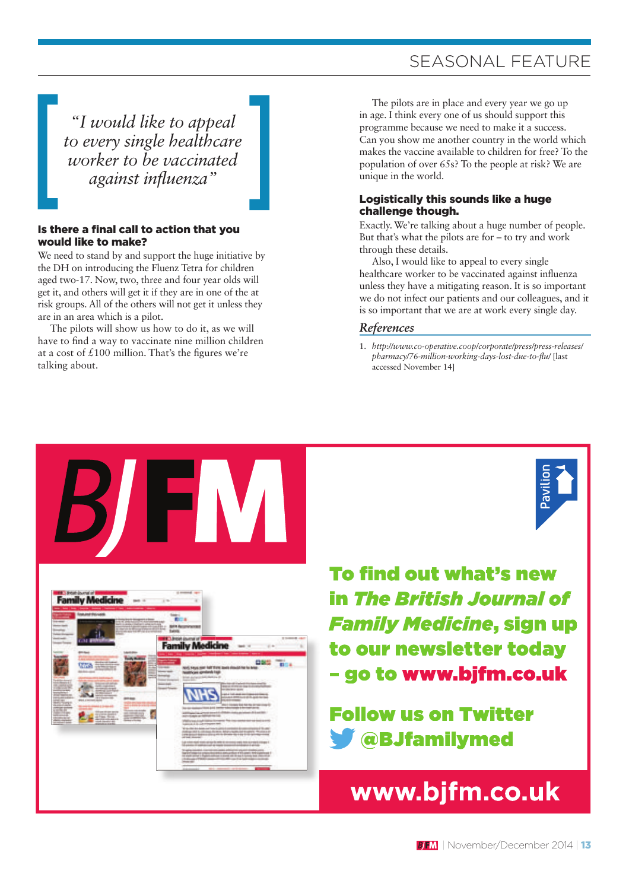> "I would like to appeal to every single healthcare worker to be vaccinated against influenza"

**Is there a final call to action that you would like to make?**

We need to stand by and support the huge initiative by the DH on introducing the Fluenz Tetra for children aged two-17. Now, two, three and four year olds will get it, and others will get it if they are in one of the at risk groups. All of the others will not get it unless they are in an area which is a pilot.

The pilots will show us how to do it, as we will have to find a way to vaccinate nine million children at a cost of £100 million. That's the figures we're talking about.

The pilots are in place and every year we go up in age. I think every one of us should support this programme because we need to make it a success. Can you show me another country in the world which makes the vaccine available to children for free? To the population of over 65s? To the people at risk? We are unique in the world.

**Logistically this sounds like a huge challenge though.**

Exactly. We're talking about a huge number of people. But that's what the pilots are for – to try and work through these details.

Also, I would like to appeal to every single healthcare worker to be vaccinated against influenza unless they have a mitigating reason. It is so important we do not infect our patients and our colleagues, and it is so important that we are at work every single day.

## *References*

1. *http://www.co-operative.coop/corporate/press/press-releases/pharmacy/76-million-working-days-lost-due-to-flu/* [last accessed November 14]

---

**BJFM**

Pavilion

**To find out what's new in *The British Journal of Family Medicine*, sign up to our newsletter today – go to www.bjfm.co.uk**

**Follow us on Twitter @BJfamilymed**

**www.bjfm.co.uk**